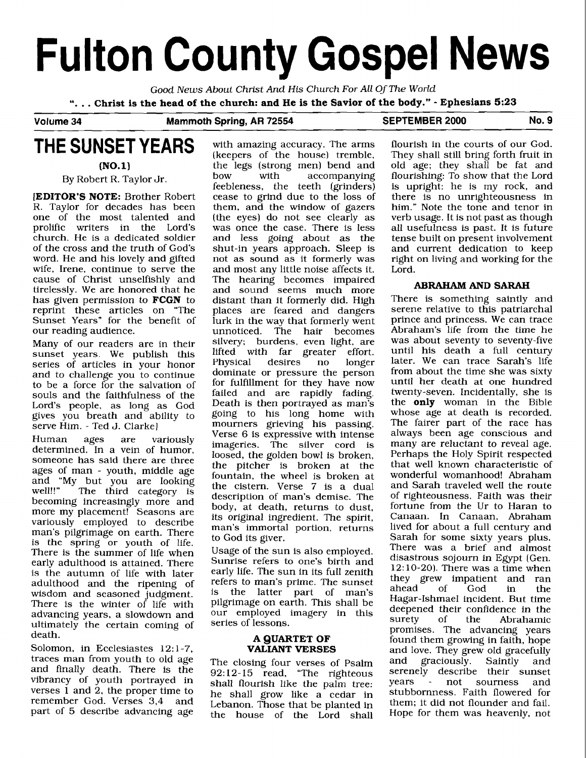# Fulton County Gospel News

*Good News About Christ And His Church For All Of The World*

**". . . Christ is the head of the church: and He is the Savior of the body." - Ephesians 5:23**

**Volume 34 | Mammoth Spring, AR 72554 | SEPTEMBER 2000 | No. 9**

## THE SUNSET YEARS

**(NO.1)**

By Robert R. Taylor Jr.

[**EDITOR'S NOTE:** Brother Robert R. Taylor for decades has been one of the most talented and prolific writers in the Lord's church. He is a dedicated soldier of the cross and the truth of God's word. He and his lovely and gifted wife, Irene, continue to serve the cause of Christ unselfishly and tirelessly. We are honored that he has given permission to **FCGN** to reprint these articles on "The Sunset Years" for the benefit of our reading audience.

Many of our readers are in their sunset years. We publish this series of articles in your honor and to challenge you to continue to be a force for the salvation of souls and the faithfulness of the Lord's people, as long as God gives you breath and ability to serve Him. - Ted J. Clarke]

Human ages are variously determined. In a vein of humor, someone has said there are three ages of man - youth, middle age and "My but you are looking well!!" The third category is becoming increasingly more and more my placement! Seasons are variously employed to describe man's pilgrimage on earth. There is the spring or youth of life. There is the summer of life when early adulthood is attained. There is the autumn of life with later adulthood and the ripening of wisdom and seasoned judgment. There is the winter of life with advancing years, a slowdown and ultimately the certain coming of death.

Solomon, in Ecclesiastes 12:1-7, traces man from youth to old age and finally death. There is the vibrancy of youth portrayed in verses 1 and 2, the proper time to remember God. Verses 3,4 and part of 5 describe advancing age with amazing accuracy. The arms (keepers of the house) tremble, the legs (strong men) bend and bow with accompanying feebleness, the teeth (grinders) cease to grind due to the loss of them, and the window of gazers (the eyes) do not see clearly as was once the case. There is less and less going about as the shut-in years approach. Sleep is not as sound as it formerly was and most any little noise affects it. The hearing becomes impaired and sound seems much more distant than it formerly did. High places are feared and dangers lurk in the way that formerly went unnoticed. The hair becomes silvery; burdens, even light, are lifted with far greater effort. Physical desires no longer dominate or pressure the person for fulfillment for they have now failed and are rapidly fading. Death is then portrayed as man's going to his long home with mourners grieving his passing. Verse 6 is expressive with intense imageries. The silver cord is loosed, the golden bowl is broken, the pitcher is broken at the fountain, the wheel is broken at the cistern. Verse 7 is a dual description of man's demise. The body, at death, returns to dust, its original ingredient. The spirit, man's immortal portion, returns to God its giver.

Usage of the sun is also employed. Sunrise refers to one's birth and early life. The sun in its full zenith refers to man's prime. The sunset is the latter part of man's pilgrimage on earth. This shall be our employed imagery in this series of lessons.

### A QUARTET OF VALIANT VERSES

The closing four verses of Psalm 92:12-15 read, "The righteous shall flourish like the palm tree: he shall grow like a cedar in Lebanon. Those that be planted in the house of the Lord shall flourish in the courts of our God. They shall still bring forth fruit in old age; they shall be fat and flourishing: To show that the Lord is upright: he is my rock, and there is no unrighteousness in him." Note the tone and tenor in verb usage. It is not past as though all usefulness is past. It is future tense built on present involvement and current dedication to keep right on living and working for the Lord.

### ABRAHAM AND SARAH

There is something saintly and serene relative to this patriarchal prince and princess. We can trace Abraham's life from the time he was about seventy to seventy-five until his death a full century later. We can trace Sarah's life from about the time she was sixty until her death at one hundred twenty-seven. Incidentally, she is the **only** woman in the Bible whose age at death is recorded. The fairer part of the race has always been age conscious and many are reluctant to reveal age. Perhaps the Holy Spirit respected that well known characteristic of wonderful womanhood! Abraham and Sarah traveled well the route of righteousness. Faith was their fortune from the Ur to Haran to Canaan. In Canaan, Abraham lived for about a full century and Sarah for some sixty years plus. There was a brief and almost disastrous sojourn in Egypt (Gen. 12:10-20). There was a time when they grew impatient and ran ahead of God in the Hagar-Ishmael incident. But time deepened their confidence in the surety of the Abrahamic promises. The advancing years found them growing in faith, hope and love. They grew old gracefully and graciously. Saintly and serenely describe their sunset years - not sourness and stubbornness. Faith flowered for them; it did not flounder and fail. Hope for them was heavenly, not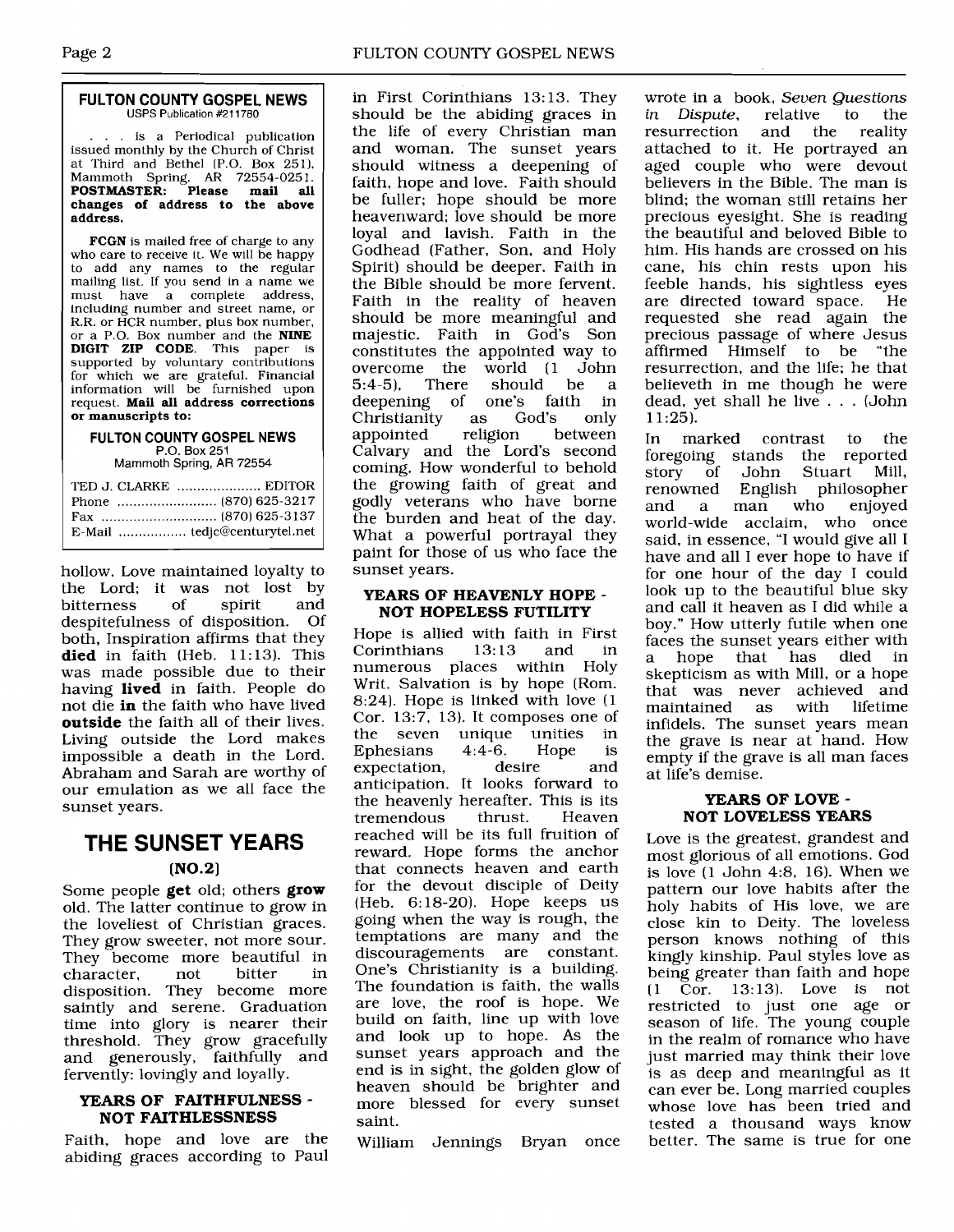**FULTON COUNTY GOSPEL NEWS**
USPS Publication #211780

. . . is a Periodical publication issued monthly by the Church of Christ at Third and Bethel (P.O. Box 251), Mammoth Spring, AR 72554-0251. **POSTMASTER: Please mail all changes of address to the above address.**

**FCGN** is mailed free of charge to any who care to receive it. We will be happy to add any names to the regular mailing list. If you send in a name we must have a complete address, including number and street name, or R.R. or HCR number, plus box number, or a P.O. Box number and the **NINE DIGIT ZIP CODE**. This paper is supported by voluntary contributions for which we are grateful. Financial information will be furnished upon request. **Mail all address corrections or manuscripts to:**

**FULTON COUNTY GOSPEL NEWS**
P.O. Box 251
Mammoth Spring, AR 72554

TED J. CLARKE ..................... EDITOR
Phone ......................... (870) 625-3217
Fax ............................ (870) 625-3137
E-Mail ................. tedjc@centurytel.net

hollow. Love maintained loyalty to the Lord; it was not lost by bitterness of spirit and despitefulness of disposition. Of both, Inspiration affirms that they **died** in faith (Heb. 11:13). This was made possible due to their having **lived** in faith. People do not die **in** the faith who have lived **outside** the faith all of their lives. Living outside the Lord makes impossible a death in the Lord. Abraham and Sarah are worthy of our emulation as we all face the sunset years.

## THE SUNSET YEARS

**(NO.2)**

Some people **get** old; others **grow** old. The latter continue to grow in the loveliest of Christian graces. They grow sweeter, not more sour. They become more beautiful in character, not bitter in disposition. They become more saintly and serene. Graduation time into glory is nearer their threshold. They grow gracefully and generously, faithfully and fervently: lovingly and loyally.

### YEARS OF FAITHFULNESS - NOT FAITHLESSNESS

Faith, hope and love are the abiding graces according to Paul in First Corinthians 13:13. They should be the abiding graces in the life of every Christian man and woman. The sunset years should witness a deepening of faith, hope and love. Faith should be fuller; hope should be more heavenward; love should be more loyal and lavish. Faith in the Godhead (Father, Son, and Holy Spirit) should be deeper. Faith in the Bible should be more fervent. Faith in the reality of heaven should be more meaningful and majestic. Faith in God's Son constitutes the appointed way to overcome the world (1 John 5:4-5). There should be a deepening of one's faith in Christianity as God's only appointed religion between Calvary and the Lord's second coming. How wonderful to behold the growing faith of great and godly veterans who have borne the burden and heat of the day. What a powerful portrayal they paint for those of us who face the sunset years.

### YEARS OF HEAVENLY HOPE - NOT HOPELESS FUTILITY

Hope is allied with faith in First Corinthians 13:13 and in numerous places within Holy Writ. Salvation is by hope (Rom. 8:24). Hope is linked with love (1 Cor. 13:7, 13). It composes one of the seven unique unities in Ephesians 4:4-6. Hope is expectation, desire and anticipation. It looks forward to the heavenly hereafter. This is its tremendous thrust. Heaven reached will be its full fruition of reward. Hope forms the anchor that connects heaven and earth for the devout disciple of Deity (Heb. 6:18-20). Hope keeps us going when the way is rough, the temptations are many and the discouragements are constant. One's Christianity is a building. The foundation is faith, the walls are love, the roof is hope. We build on faith, line up with love and look up to hope. As the sunset years approach and the end is in sight, the golden glow of heaven should be brighter and more blessed for every sunset saint.

William Jennings Bryan once wrote in a book, *Seven Questions in Dispute*, relative to the resurrection and the reality attached to it. He portrayed an aged couple who were devout believers in the Bible. The man is blind; the woman still retains her precious eyesight. She is reading the beautiful and beloved Bible to him. His hands are crossed on his cane, his chin rests upon his feeble hands, his sightless eyes are directed toward space. He requested she read again the precious passage of where Jesus affirmed Himself to be "the resurrection, and the life; he that believeth in me though he were dead, yet shall he live . . . (John 11:25).

In marked contrast to the foregoing stands the reported story of John Stuart Mill, renowned English philosopher and a man who enjoyed world-wide acclaim, who once said, in essence, "I would give all I have and all I ever hope to have if for one hour of the day I could look up to the beautiful blue sky and call it heaven as I did while a boy." How utterly futile when one faces the sunset years either with a hope that has died in skepticism as with Mill, or a hope that was never achieved and maintained as with lifetime infidels. The sunset years mean the grave is near at hand. How empty if the grave is all man faces at life's demise.

### YEARS OF LOVE - NOT LOVELESS YEARS

Love is the greatest, grandest and most glorious of all emotions. God is love (1 John 4:8, 16). When we pattern our love habits after the holy habits of His love, we are close kin to Deity. The loveless person knows nothing of this kingly kinship. Paul styles love as being greater than faith and hope (1 Cor. 13:13). Love is not restricted to just one age or season of life. The young couple in the realm of romance who have just married may think their love is as deep and meaningful as it can ever be. Long married couples whose love has been tried and tested a thousand ways know better. The same is true for one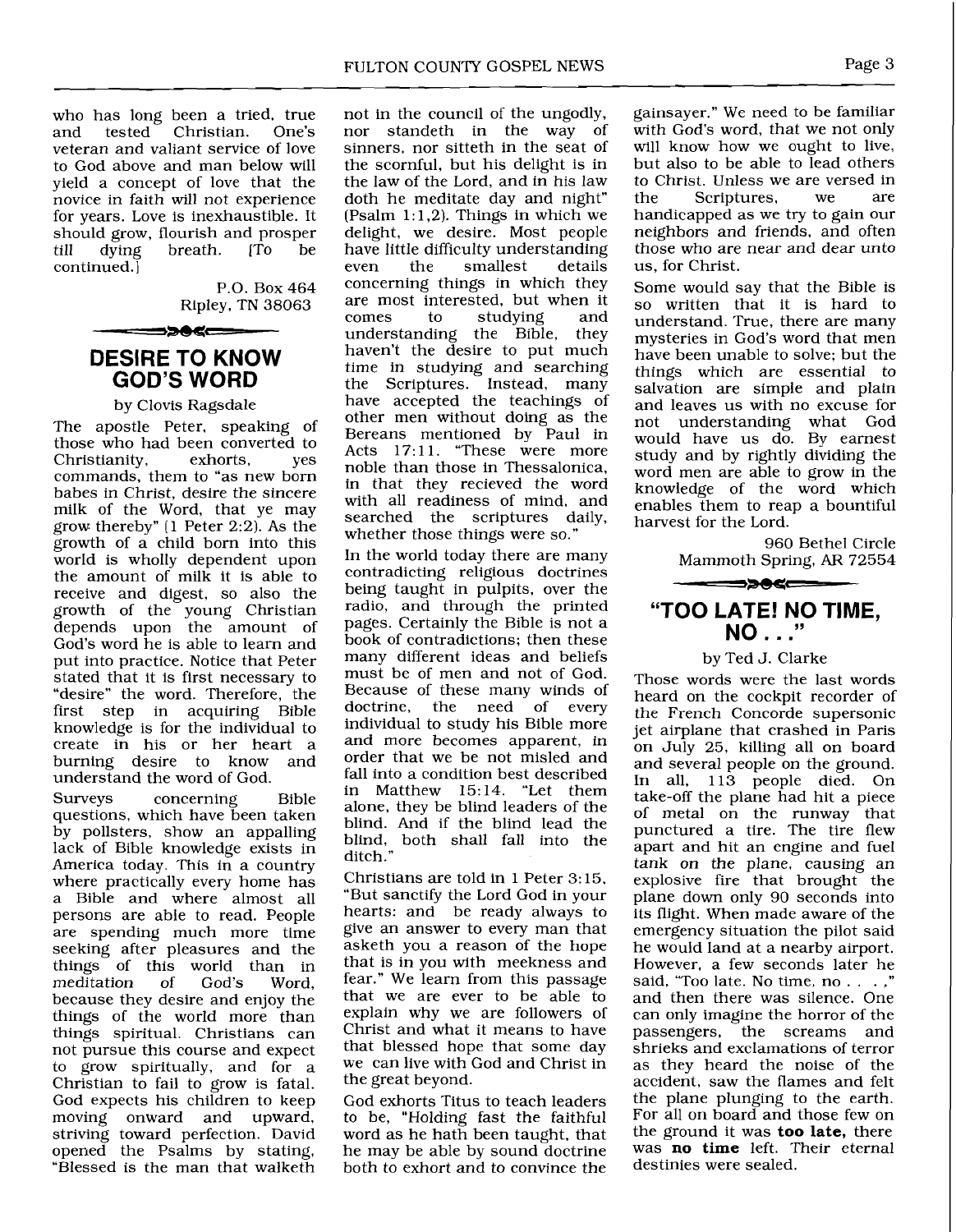who has long been a tried, true and tested Christian. One's veteran and valiant service of love to God above and man below will yield a concept of love that the novice in faith will not experience for years. Love is inexhaustible. It should grow, flourish and prosper till dying breath. [To be continued.]

P.O. Box 464
Ripley, TN 38063

## DESIRE TO KNOW GOD'S WORD

by Clovis Ragsdale

The apostle Peter, speaking of those who had been converted to Christianity, exhorts, yes commands, them to "as new born babes in Christ, desire the sincere milk of the Word, that ye may grow thereby" (1 Peter 2:2). As the growth of a child born into this world is wholly dependent upon the amount of milk it is able to receive and digest, so also the growth of the young Christian depends upon the amount of God's word he is able to learn and put into practice. Notice that Peter stated that it is first necessary to "desire" the word. Therefore, the first step in acquiring Bible knowledge is for the individual to create in his or her heart a burning desire to know and understand the word of God.

Surveys concerning Bible questions, which have been taken by pollsters, show an appalling lack of Bible knowledge exists in America today. This in a country where practically every home has a Bible and where almost all persons are able to read. People are spending much more time seeking after pleasures and the things of this world than in meditation of God's Word, because they desire and enjoy the things of the world more than things spiritual. Christians can not pursue this course and expect to grow spiritually, and for a Christian to fail to grow is fatal. God expects his children to keep moving onward and upward, striving toward perfection. David opened the Psalms by stating, "Blessed is the man that walketh not in the council of the ungodly, nor standeth in the way of sinners, nor sitteth in the seat of the scornful, but his delight is in the law of the Lord, and in his law doth he meditate day and night" (Psalm 1:1,2). Things in which we delight, we desire. Most people have little difficulty understanding even the smallest details concerning things in which they are most interested, but when it comes to studying and understanding the Bible, they haven't the desire to put much time in studying and searching the Scriptures. Instead, many have accepted the teachings of other men without doing as the Bereans mentioned by Paul in Acts 17:11. "These were more noble than those in Thessalonica, in that they recieved the word with all readiness of mind, and searched the scriptures daily, whether those things were so."

In the world today there are many contradicting religious doctrines being taught in pulpits, over the radio, and through the printed pages. Certainly the Bible is not a book of contradictions; then these many different ideas and beliefs must be of men and not of God. Because of these many winds of doctrine, the need of every individual to study his Bible more and more becomes apparent, in order that we be not misled and fall into a condition best described in Matthew 15:14. "Let them alone, they be blind leaders of the blind. And if the blind lead the blind, both shall fall into the ditch."

Christians are told in 1 Peter 3:15, "But sanctify the Lord God in your hearts: and be ready always to give an answer to every man that asketh you a reason of the hope that is in you with meekness and fear." We learn from this passage that we are ever to be able to explain why we are followers of Christ and what it means to have that blessed hope that some day we can live with God and Christ in the great beyond.

God exhorts Titus to teach leaders to be, "Holding fast the faithful word as he hath been taught, that he may be able by sound doctrine both to exhort and to convince the gainsayer." We need to be familiar with God's word, that we not only will know how we ought to live, but also to be able to lead others to Christ. Unless we are versed in the Scriptures, we are handicapped as we try to gain our neighbors and friends, and often those who are near and dear unto us, for Christ.

Some would say that the Bible is so written that it is hard to understand. True, there are many mysteries in God's word that men have been unable to solve; but the things which are essential to salvation are simple and plain and leaves us with no excuse for not understanding what God would have us do. By earnest study and by rightly dividing the word men are able to grow in the knowledge of the word which enables them to reap a bountiful harvest for the Lord.

960 Bethel Circle
Mammoth Spring, AR 72554

## "TOO LATE! NO TIME, NO . . ."

by Ted J. Clarke

Those words were the last words heard on the cockpit recorder of the French Concorde supersonic jet airplane that crashed in Paris on July 25, killing all on board and several people on the ground. In all, 113 people died. On take-off the plane had hit a piece of metal on the runway that punctured a tire. The tire flew apart and hit an engine and fuel tank on the plane, causing an explosive fire that brought the plane down only 90 seconds into its flight. When made aware of the emergency situation the pilot said he would land at a nearby airport. However, a few seconds later he said, "Too late. No time, no . . . ," and then there was silence. One can only imagine the horror of the passengers, the screams and shrieks and exclamations of terror as they heard the noise of the accident, saw the flames and felt the plane plunging to the earth. For all on board and those few on the ground it was **too late,** there was **no time** left. Their eternal destinies were sealed.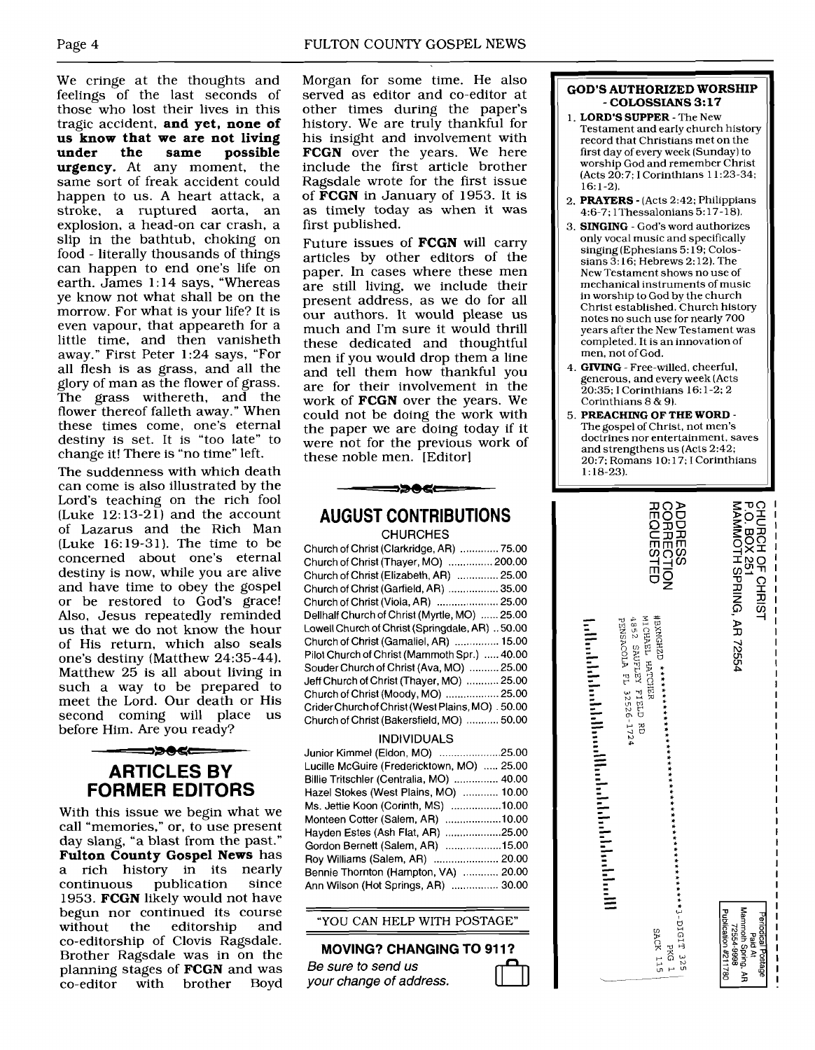We cringe at the thoughts and feelings of the last seconds of those who lost their lives in this tragic accident, **and yet, none of us know that we are not living under the same possible urgency.** At any moment, the same sort of freak accident could happen to us. A heart attack, a stroke, a ruptured aorta, an explosion, a head-on car crash, a slip in the bathtub, choking on food - literally thousands of things can happen to end one's life on earth. James 1:14 says, "Whereas ye know not what shall be on the morrow. For what is your life? It is even vapour, that appeareth for a little time, and then vanisheth away." First Peter 1:24 says, "For all flesh is as grass, and all the glory of man as the flower of grass. The grass withereth, and the flower thereof falleth away." When these times come, one's eternal destiny is set. It is "too late" to change it! There is "no time" left.

The suddenness with which death can come is also illustrated by the Lord's teaching on the rich fool (Luke 12:13-21) and the account of Lazarus and the Rich Man (Luke 16:19-31). The time to be concerned about one's eternal destiny is now, while you are alive and have time to obey the gospel or be restored to God's grace! Also, Jesus repeatedly reminded us that we do not know the hour of His return, which also seals one's destiny (Matthew 24:35-44). Matthew 25 is all about living in such a way to be prepared to meet the Lord. Our death or His second coming will place us before Him. Are you ready?

## ARTICLES BY FORMER EDITORS

With this issue we begin what we call "memories," or, to use present day slang, "a blast from the past." **Fulton County Gospel News** has a rich history in its nearly continuous publication since 1953. **FCGN** likely would not have begun nor continued its course without the editorship and co-editorship of Clovis Ragsdale. Brother Ragsdale was in on the planning stages of **FCGN** and was co-editor with brother Boyd Morgan for some time. He also served as editor and co-editor at other times during the paper's history. We are truly thankful for his insight and involvement with **FCGN** over the years. We here include the first article brother Ragsdale wrote for the first issue of **FCGN** in January of 1953. It is as timely today as when it was first published.

Future issues of **FCGN** will carry articles by other editors of the paper. In cases where these men are still living, we include their present address, as we do for all our authors. It would please us much and I'm sure it would thrill these dedicated and thoughtful men if you would drop them a line and tell them how thankful you are for their involvement in the work of **FCGN** over the years. We could not be doing the work with the paper we are doing today if it were not for the previous work of these noble men. [Editor]

## AUGUST CONTRIBUTIONS

**CHURCHES**

| | |
|---|---|
| Church of Christ (Clarkridge, AR) | 75.00 |
| Church of Christ (Thayer, MO) | 200.00 |
| Church of Christ (Elizabeth, AR) | 25.00 |
| Church of Christ (Garfield, AR) | 35.00 |
| Church of Christ (Viola, AR) | 25.00 |
| Dellhalf Church of Christ (Myrtle, MO) | 25.00 |
| Lowell Church of Christ (Springdale, AR) | 50.00 |
| Church of Christ (Gamaliel, AR) | 15.00 |
| Pilot Church of Christ (Mammoth Spr.) | 40.00 |
| Souder Church of Christ (Ava, MO) | 25.00 |
| Jeff Church of Christ (Thayer, MO) | 25.00 |
| Church of Christ (Moody, MO) | 25.00 |
| Crider Church of Christ (West Plains, MO) | 50.00 |
| Church of Christ (Bakersfield, MO) | 50.00 |

**INDIVIDUALS**

| | |
|---|---|
| Junior Kimmel (Eldon, MO) | 25.00 |
| Lucille McGuire (Fredericktown, MO) | 25.00 |
| Billie Tritschler (Centralia, MO) | 40.00 |
| Hazel Stokes (West Plains, MO) | 10.00 |
| Ms. Jettie Koon (Corinth, MS) | 10.00 |
| Monteen Cotter (Salem, AR) | 10.00 |
| Hayden Estes (Ash Flat, AR) | 25.00 |
| Gordon Bernett (Salem, AR) | 15.00 |
| Roy Williams (Salem, AR) | 20.00 |
| Bennie Thornton (Hampton, VA) | 20.00 |
| Ann Wilson (Hot Springs, AR) | 30.00 |

"YOU CAN HELP WITH POSTAGE"

**MOVING? CHANGING TO 911?**

*Be sure to send us your change of address.*

**GOD'S AUTHORIZED WORSHIP - COLOSSIANS 3:17**

1. **LORD'S SUPPER** - The New Testament and early church history record that Christians met on the first day of every week (Sunday) to worship God and remember Christ (Acts 20:7; I Corinthians 11:23-34; 16:1-2).
2. **PRAYERS** - (Acts 2:42; Philippians 4:6-7; I Thessalonians 5:17-18).
3. **SINGING** - God's word authorizes only vocal music and specifically singing (Ephesians 5:19; Colossians 3:16; Hebrews 2:12). The New Testament shows no use of mechanical instruments of music in worship to God by the church Christ established. Church history notes no such use for nearly 700 years after the New Testament was completed. It is an innovation of men, not of God.
4. **GIVING** - Free-willed, cheerful, generous, and every week (Acts 20:35; I Corinthians 16:1-2; 2 Corinthians 8 & 9).
5. **PREACHING OF THE WORD** - The gospel of Christ, not men's doctrines nor entertainment, saves and strengthens us (Acts 2:42; 20:7; Romans 10:17; I Corinthians 1:18-23).

CHURCH OF CHRIST
P.O. BOX 251
MAMMOTH SPRING, AR 72554

ADDRESS CORRECTION REQUESTED

Periodical Postage Paid At Mammoth Spring, AR 72554-9998 Publication #211780

#BXNGHZD ************************3-DIGIT 325
MICHAEL HATCHER PKG 1
4852 SAUFLEY FIELD RD SACK 115
PENSACOLA FL 32526-1724